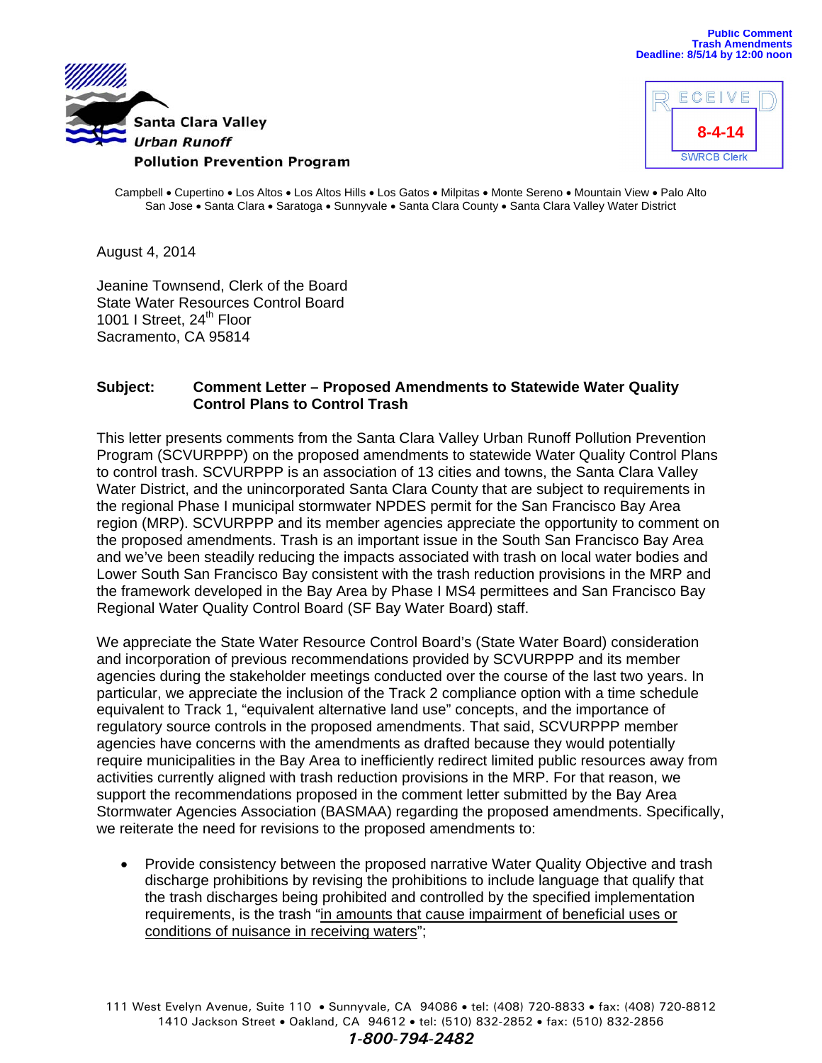Public Comment
Trash Amendments
Deadline: 8/5/14 by 12:00 noon

**Santa Clara Valley**
***Urban Runoff***
**Pollution Prevention Program**

RECEIVED
8-4-14
SWRCB Clerk

Campbell • Cupertino • Los Altos • Los Altos Hills • Los Gatos • Milpitas • Monte Sereno • Mountain View • Palo Alto
San Jose • Santa Clara • Saratoga • Sunnyvale • Santa Clara County • Santa Clara Valley Water District

August 4, 2014

Jeanine Townsend, Clerk of the Board
State Water Resources Control Board
1001 I Street, 24th Floor
Sacramento, CA 95814

**Subject:** **Comment Letter – Proposed Amendments to Statewide Water Quality Control Plans to Control Trash**

This letter presents comments from the Santa Clara Valley Urban Runoff Pollution Prevention Program (SCVURPPP) on the proposed amendments to statewide Water Quality Control Plans to control trash. SCVURPPP is an association of 13 cities and towns, the Santa Clara Valley Water District, and the unincorporated Santa Clara County that are subject to requirements in the regional Phase I municipal stormwater NPDES permit for the San Francisco Bay Area region (MRP). SCVURPPP and its member agencies appreciate the opportunity to comment on the proposed amendments. Trash is an important issue in the South San Francisco Bay Area and we've been steadily reducing the impacts associated with trash on local water bodies and Lower South San Francisco Bay consistent with the trash reduction provisions in the MRP and the framework developed in the Bay Area by Phase I MS4 permittees and San Francisco Bay Regional Water Quality Control Board (SF Bay Water Board) staff.

We appreciate the State Water Resource Control Board's (State Water Board) consideration and incorporation of previous recommendations provided by SCVURPPP and its member agencies during the stakeholder meetings conducted over the course of the last two years. In particular, we appreciate the inclusion of the Track 2 compliance option with a time schedule equivalent to Track 1, "equivalent alternative land use" concepts, and the importance of regulatory source controls in the proposed amendments. That said, SCVURPPP member agencies have concerns with the amendments as drafted because they would potentially require municipalities in the Bay Area to inefficiently redirect limited public resources away from activities currently aligned with trash reduction provisions in the MRP. For that reason, we support the recommendations proposed in the comment letter submitted by the Bay Area Stormwater Agencies Association (BASMAA) regarding the proposed amendments. Specifically, we reiterate the need for revisions to the proposed amendments to:

- Provide consistency between the proposed narrative Water Quality Objective and trash discharge prohibitions by revising the prohibitions to include language that qualify that the trash discharges being prohibited and controlled by the specified implementation requirements, is the trash "<u>in amounts that cause impairment of beneficial uses or conditions of nuisance in receiving waters</u>";

111 West Evelyn Avenue, Suite 110 • Sunnyvale, CA 94086 • tel: (408) 720-8833 • fax: (408) 720-8812
1410 Jackson Street • Oakland, CA 94612 • tel: (510) 832-2852 • fax: (510) 832-2856
*1-800-794-2482*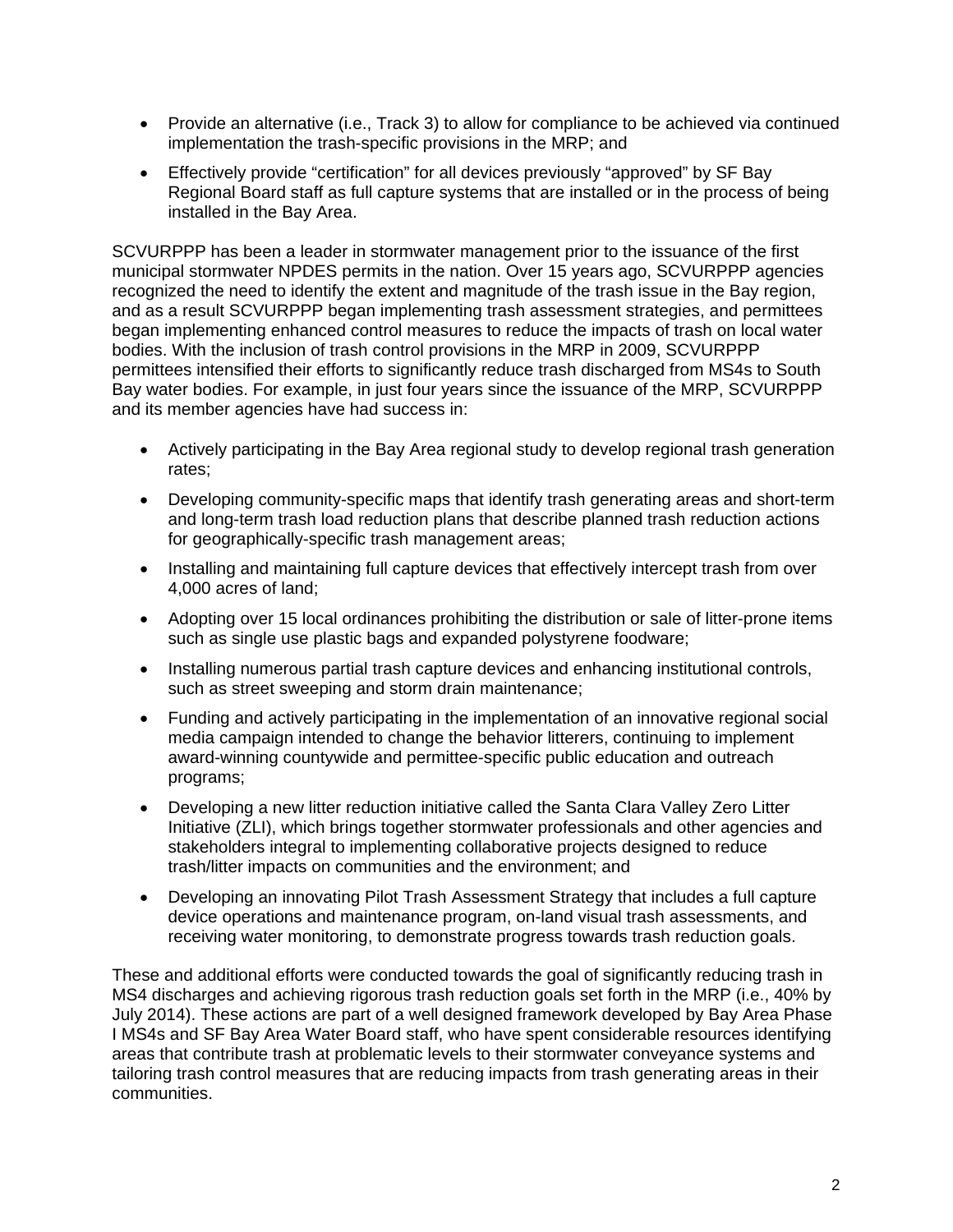- Provide an alternative (i.e., Track 3) to allow for compliance to be achieved via continued implementation the trash-specific provisions in the MRP; and
- Effectively provide "certification" for all devices previously "approved" by SF Bay Regional Board staff as full capture systems that are installed or in the process of being installed in the Bay Area.

SCVURPPP has been a leader in stormwater management prior to the issuance of the first municipal stormwater NPDES permits in the nation. Over 15 years ago, SCVURPPP agencies recognized the need to identify the extent and magnitude of the trash issue in the Bay region, and as a result SCVURPPP began implementing trash assessment strategies, and permittees began implementing enhanced control measures to reduce the impacts of trash on local water bodies. With the inclusion of trash control provisions in the MRP in 2009, SCVURPPP permittees intensified their efforts to significantly reduce trash discharged from MS4s to South Bay water bodies. For example, in just four years since the issuance of the MRP, SCVURPPP and its member agencies have had success in:

- Actively participating in the Bay Area regional study to develop regional trash generation rates;
- Developing community-specific maps that identify trash generating areas and short-term and long-term trash load reduction plans that describe planned trash reduction actions for geographically-specific trash management areas;
- Installing and maintaining full capture devices that effectively intercept trash from over 4,000 acres of land;
- Adopting over 15 local ordinances prohibiting the distribution or sale of litter-prone items such as single use plastic bags and expanded polystyrene foodware;
- Installing numerous partial trash capture devices and enhancing institutional controls, such as street sweeping and storm drain maintenance;
- Funding and actively participating in the implementation of an innovative regional social media campaign intended to change the behavior litterers, continuing to implement award-winning countywide and permittee-specific public education and outreach programs;
- Developing a new litter reduction initiative called the Santa Clara Valley Zero Litter Initiative (ZLI), which brings together stormwater professionals and other agencies and stakeholders integral to implementing collaborative projects designed to reduce trash/litter impacts on communities and the environment; and
- Developing an innovating Pilot Trash Assessment Strategy that includes a full capture device operations and maintenance program, on-land visual trash assessments, and receiving water monitoring, to demonstrate progress towards trash reduction goals.

These and additional efforts were conducted towards the goal of significantly reducing trash in MS4 discharges and achieving rigorous trash reduction goals set forth in the MRP (i.e., 40% by July 2014). These actions are part of a well designed framework developed by Bay Area Phase I MS4s and SF Bay Area Water Board staff, who have spent considerable resources identifying areas that contribute trash at problematic levels to their stormwater conveyance systems and tailoring trash control measures that are reducing impacts from trash generating areas in their communities.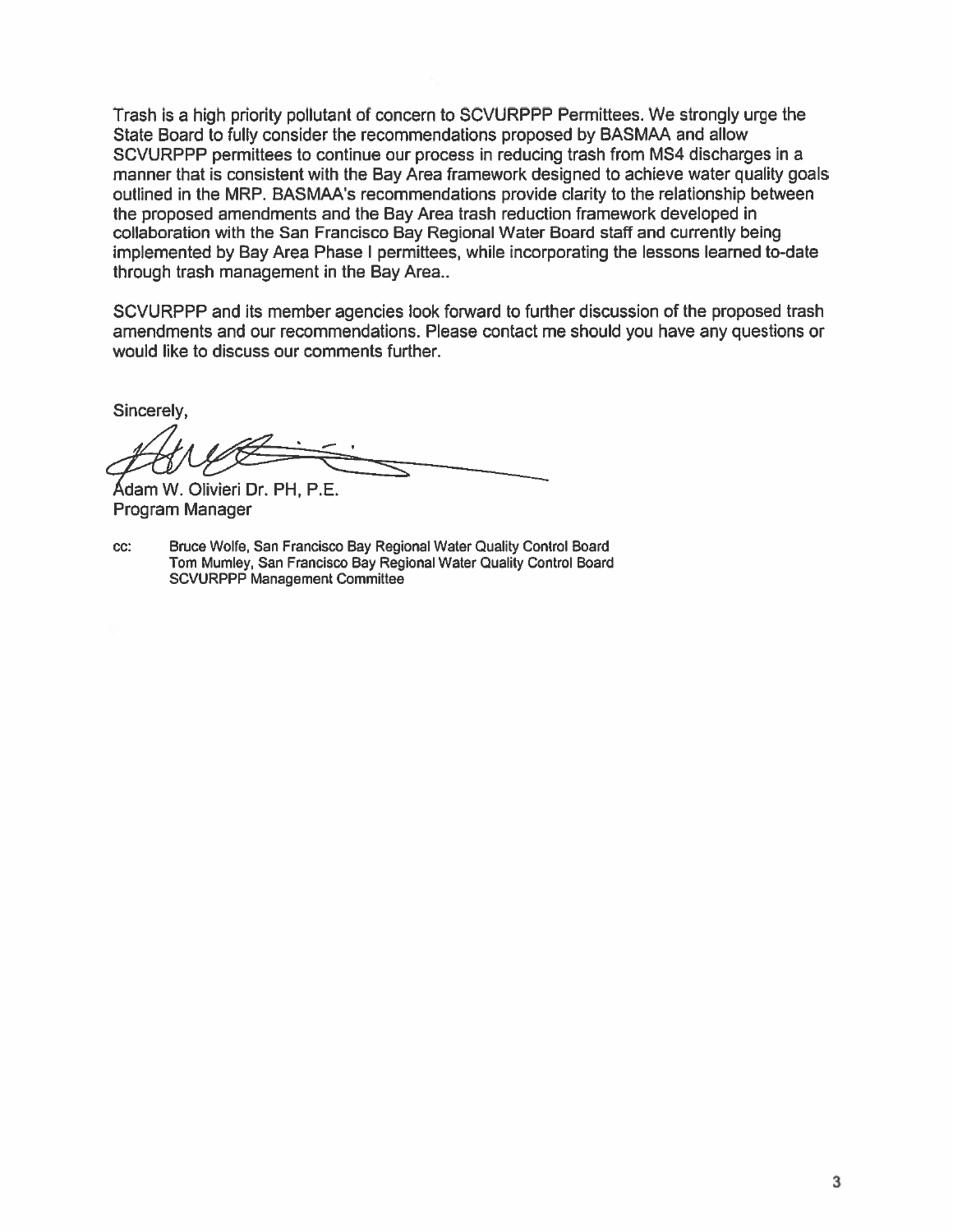Trash is a high priority pollutant of concern to SCVURPPP Permittees. We strongly urge the State Board to fully consider the recommendations proposed by BASMAA and allow SCVURPPP permittees to continue our process in reducing trash from MS4 discharges in a manner that is consistent with the Bay Area framework designed to achieve water quality goals outlined in the MRP. BASMAA's recommendations provide clarity to the relationship between the proposed amendments and the Bay Area trash reduction framework developed in collaboration with the San Francisco Bay Regional Water Board staff and currently being implemented by Bay Area Phase I permittees, while incorporating the lessons learned to-date through trash management in the Bay Area..

SCVURPPP and its member agencies look forward to further discussion of the proposed trash amendments and our recommendations. Please contact me should you have any questions or would like to discuss our comments further.

Sincerely,

Adam W. Olivieri Dr. PH, P.E.
Program Manager

cc: Bruce Wolfe, San Francisco Bay Regional Water Quality Control Board
Tom Mumley, San Francisco Bay Regional Water Quality Control Board
SCVURPPP Management Committee